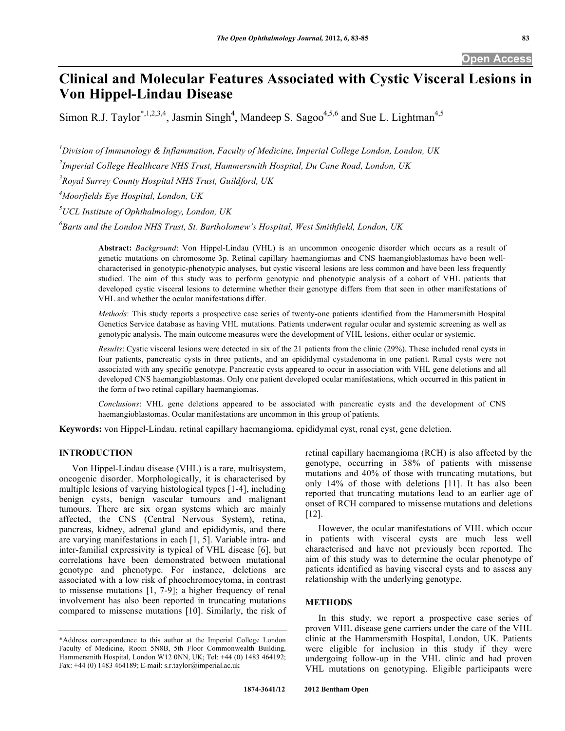# Clinical and Molecular Features Associated with Cystic Visceral Lesions in Von Hippel-Lindau Disease

Simon R.J. Taylor[*,1,2,3,4], Jasmin Singh[4], Mandeep S. Sagoo[4,5,6] and Sue L. Lightman[4,5]

[1]Division of Immunology & Inflammation, Faculty of Medicine, Imperial College London, London, UK

[2]Imperial College Healthcare NHS Trust, Hammersmith Hospital, Du Cane Road, London, UK

[3]Royal Surrey County Hospital NHS Trust, Guildford, UK

[4]Moorfields Eye Hospital, London, UK

[5]UCL Institute of Ophthalmology, London, UK

[6]Barts and the London NHS Trust, St. Bartholomew's Hospital, West Smithfield, London, UK

**Abstract:** *Background*: Von Hippel-Lindau (VHL) is an uncommon oncogenic disorder which occurs as a result of genetic mutations on chromosome 3p. Retinal capillary haemangiomas and CNS haemangioblastomas have been well-characterised in genotypic-phenotypic analyses, but cystic visceral lesions are less common and have been less frequently studied. The aim of this study was to perform genotypic and phenotypic analysis of a cohort of VHL patients that developed cystic visceral lesions to determine whether their genotype differs from that seen in other manifestations of VHL and whether the ocular manifestations differ.

*Methods*: This study reports a prospective case series of twenty-one patients identified from the Hammersmith Hospital Genetics Service database as having VHL mutations. Patients underwent regular ocular and systemic screening as well as genotypic analysis. The main outcome measures were the development of VHL lesions, either ocular or systemic.

*Results*: Cystic visceral lesions were detected in six of the 21 patients from the clinic (29%). These included renal cysts in four patients, pancreatic cysts in three patients, and an epididymal cystadenoma in one patient. Renal cysts were not associated with any specific genotype. Pancreatic cysts appeared to occur in association with VHL gene deletions and all developed CNS haemangioblastomas. Only one patient developed ocular manifestations, which occurred in this patient in the form of two retinal capillary haemangiomas.

*Conclusions*: VHL gene deletions appeared to be associated with pancreatic cysts and the development of CNS haemangioblastomas. Ocular manifestations are uncommon in this group of patients.

**Keywords:** von Hippel-Lindau, retinal capillary haemangioma, epididymal cyst, renal cyst, gene deletion.

## INTRODUCTION

Von Hippel-Lindau disease (VHL) is a rare, multisystem, oncogenic disorder. Morphologically, it is characterised by multiple lesions of varying histological types [1-4], including benign cysts, benign vascular tumours and malignant tumours. There are six organ systems which are mainly affected, the CNS (Central Nervous System), retina, pancreas, kidney, adrenal gland and epididymis, and there are varying manifestations in each [1, 5]. Variable intra- and inter-familial expressivity is typical of VHL disease [6], but correlations have been demonstrated between mutational genotype and phenotype. For instance, deletions are associated with a low risk of pheochromocytoma, in contrast to missense mutations [1, 7-9]; a higher frequency of renal involvement has also been reported in truncating mutations compared to missense mutations [10]. Similarly, the risk of retinal capillary haemangioma (RCH) is also affected by the genotype, occurring in 38% of patients with missense mutations and 40% of those with truncating mutations, but only 14% of those with deletions [11]. It has also been reported that truncating mutations lead to an earlier age of onset of RCH compared to missense mutations and deletions [12].

However, the ocular manifestations of VHL which occur in patients with visceral cysts are much less well characterised and have not previously been reported. The aim of this study was to determine the ocular phenotype of patients identified as having visceral cysts and to assess any relationship with the underlying genotype.

## METHODS

In this study, we report a prospective case series of proven VHL disease gene carriers under the care of the VHL clinic at the Hammersmith Hospital, London, UK. Patients were eligible for inclusion in this study if they were undergoing follow-up in the VHL clinic and had proven VHL mutations on genotyping. Eligible participants were

*Address correspondence to this author at the Imperial College London Faculty of Medicine, Room 5N8B, 5th Floor Commonwealth Building, Hammersmith Hospital, London W12 0NN, UK; Tel: +44 (0) 1483 464192; Fax: +44 (0) 1483 464189; E-mail: s.r.taylor@imperial.ac.uk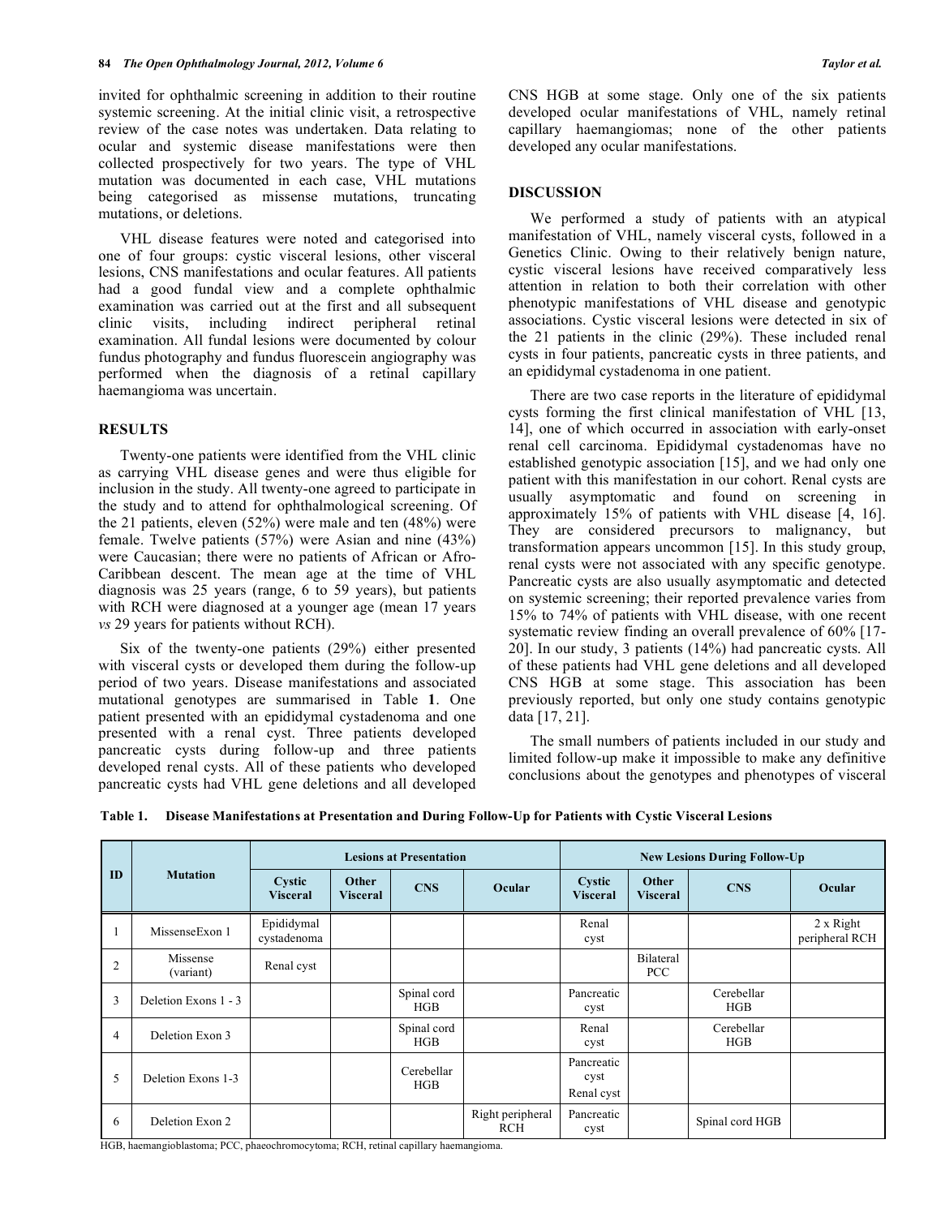invited for ophthalmic screening in addition to their routine systemic screening. At the initial clinic visit, a retrospective review of the case notes was undertaken. Data relating to ocular and systemic disease manifestations were then collected prospectively for two years. The type of VHL mutation was documented in each case, VHL mutations being categorised as missense mutations, truncating mutations, or deletions.

VHL disease features were noted and categorised into one of four groups: cystic visceral lesions, other visceral lesions, CNS manifestations and ocular features. All patients had a good fundal view and a complete ophthalmic examination was carried out at the first and all subsequent clinic visits, including indirect peripheral retinal examination. All fundal lesions were documented by colour fundus photography and fundus fluorescein angiography was performed when the diagnosis of a retinal capillary haemangioma was uncertain.

## RESULTS

Twenty-one patients were identified from the VHL clinic as carrying VHL disease genes and were thus eligible for inclusion in the study. All twenty-one agreed to participate in the study and to attend for ophthalmological screening. Of the 21 patients, eleven (52%) were male and ten (48%) were female. Twelve patients (57%) were Asian and nine (43%) were Caucasian; there were no patients of African or Afro-Caribbean descent. The mean age at the time of VHL diagnosis was 25 years (range, 6 to 59 years), but patients with RCH were diagnosed at a younger age (mean 17 years *vs* 29 years for patients without RCH).

Six of the twenty-one patients (29%) either presented with visceral cysts or developed them during the follow-up period of two years. Disease manifestations and associated mutational genotypes are summarised in Table **1**. One patient presented with an epididymal cystadenoma and one presented with a renal cyst. Three patients developed pancreatic cysts during follow-up and three patients developed renal cysts. All of these patients who developed pancreatic cysts had VHL gene deletions and all developed CNS HGB at some stage. Only one of the six patients developed ocular manifestations of VHL, namely retinal capillary haemangiomas; none of the other patients developed any ocular manifestations.

## DISCUSSION

We performed a study of patients with an atypical manifestation of VHL, namely visceral cysts, followed in a Genetics Clinic. Owing to their relatively benign nature, cystic visceral lesions have received comparatively less attention in relation to both their correlation with other phenotypic manifestations of VHL disease and genotypic associations. Cystic visceral lesions were detected in six of the 21 patients in the clinic (29%). These included renal cysts in four patients, pancreatic cysts in three patients, and an epididymal cystadenoma in one patient.

There are two case reports in the literature of epididymal cysts forming the first clinical manifestation of VHL [13, 14], one of which occurred in association with early-onset renal cell carcinoma. Epididymal cystadenomas have no established genotypic association [15], and we had only one patient with this manifestation in our cohort. Renal cysts are usually asymptomatic and found on screening in approximately 15% of patients with VHL disease [4, 16]. They are considered precursors to malignancy, but transformation appears uncommon [15]. In this study group, renal cysts were not associated with any specific genotype. Pancreatic cysts are also usually asymptomatic and detected on systemic screening; their reported prevalence varies from 15% to 74% of patients with VHL disease, with one recent systematic review finding an overall prevalence of 60% [17-20]. In our study, 3 patients (14%) had pancreatic cysts. All of these patients had VHL gene deletions and all developed CNS HGB at some stage. This association has been previously reported, but only one study contains genotypic data [17, 21].

The small numbers of patients included in our study and limited follow-up make it impossible to make any definitive conclusions about the genotypes and phenotypes of visceral

**Table 1. Disease Manifestations at Presentation and During Follow-Up for Patients with Cystic Visceral Lesions**

| ID | Mutation | Lesions at Presentation | | | | New Lesions During Follow-Up | | | |
|---|---|---|---|---|---|---|---|---|---|
| | | Cystic Visceral | Other Visceral | CNS | Ocular | Cystic Visceral | Other Visceral | CNS | Ocular |
| 1 | MissenseExon 1 | Epididymal cystadenoma | | | | Renal cyst | | | 2 x Right peripheral RCH |
| 2 | Missense (variant) | Renal cyst | | | | | Bilateral PCC | | |
| 3 | Deletion Exons 1 - 3 | | | Spinal cord HGB | | Pancreatic cyst | | Cerebellar HGB | |
| 4 | Deletion Exon 3 | | | Spinal cord HGB | | Renal cyst | | Cerebellar HGB | |
| 5 | Deletion Exons 1-3 | | | Cerebellar HGB | | Pancreatic cyst Renal cyst | | | |
| 6 | Deletion Exon 2 | | | | Right peripheral RCH | Pancreatic cyst | | Spinal cord HGB | |

HGB, haemangioblastoma; PCC, phaeochromocytoma; RCH, retinal capillary haemangioma.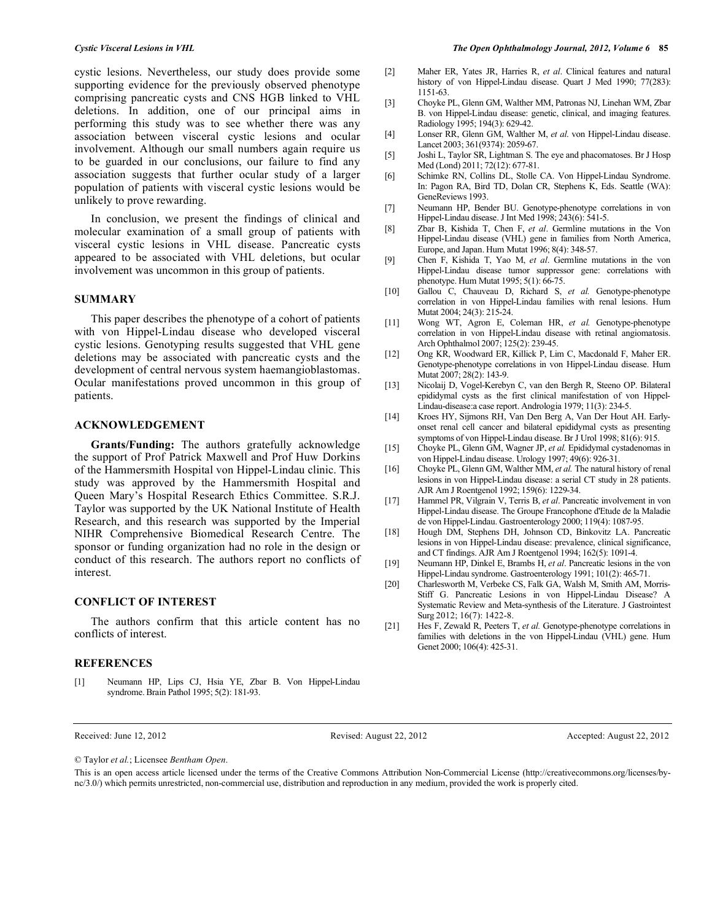cystic lesions. Nevertheless, our study does provide some supporting evidence for the previously observed phenotype comprising pancreatic cysts and CNS HGB linked to VHL deletions. In addition, one of our principal aims in performing this study was to see whether there was any association between visceral cystic lesions and ocular involvement. Although our small numbers again require us to be guarded in our conclusions, our failure to find any association suggests that further ocular study of a larger population of patients with visceral cystic lesions would be unlikely to prove rewarding.

In conclusion, we present the findings of clinical and molecular examination of a small group of patients with visceral cystic lesions in VHL disease. Pancreatic cysts appeared to be associated with VHL deletions, but ocular involvement was uncommon in this group of patients.

## SUMMARY

This paper describes the phenotype of a cohort of patients with von Hippel-Lindau disease who developed visceral cystic lesions. Genotyping results suggested that VHL gene deletions may be associated with pancreatic cysts and the development of central nervous system haemangioblastomas. Ocular manifestations proved uncommon in this group of patients.

## ACKNOWLEDGEMENT

**Grants/Funding:** The authors gratefully acknowledge the support of Prof Patrick Maxwell and Prof Huw Dorkins of the Hammersmith Hospital von Hippel-Lindau clinic. This study was approved by the Hammersmith Hospital and Queen Mary's Hospital Research Ethics Committee. S.R.J. Taylor was supported by the UK National Institute of Health Research, and this research was supported by the Imperial NIHR Comprehensive Biomedical Research Centre. The sponsor or funding organization had no role in the design or conduct of this research. The authors report no conflicts of interest.

## CONFLICT OF INTEREST

The authors confirm that this article content has no conflicts of interest.

## REFERENCES

[1] Neumann HP, Lips CJ, Hsia YE, Zbar B. Von Hippel-Lindau syndrome. Brain Pathol 1995; 5(2): 181-93.

[2] Maher ER, Yates JR, Harries R, *et al*. Clinical features and natural history of von Hippel-Lindau disease. Quart J Med 1990; 77(283): 1151-63.

[3] Choyke PL, Glenn GM, Walther MM, Patronas NJ, Linehan WM, Zbar B. von Hippel-Lindau disease: genetic, clinical, and imaging features. Radiology 1995; 194(3): 629-42.

[4] Lonser RR, Glenn GM, Walther M, *et al*. von Hippel-Lindau disease. Lancet 2003; 361(9374): 2059-67.

[5] Joshi L, Taylor SR, Lightman S. The eye and phacomatoses. Br J Hosp Med (Lond) 2011; 72(12): 677-81.

[6] Schimke RN, Collins DL, Stolle CA. Von Hippel-Lindau Syndrome. In: Pagon RA, Bird TD, Dolan CR, Stephens K, Eds. Seattle (WA): GeneReviews 1993.

[7] Neumann HP, Bender BU. Genotype-phenotype correlations in von Hippel-Lindau disease. J Int Med 1998; 243(6): 541-5.

[8] Zbar B, Kishida T, Chen F, *et al*. Germline mutations in the Von Hippel-Lindau disease (VHL) gene in families from North America, Europe, and Japan. Hum Mutat 1996; 8(4): 348-57.

[9] Chen F, Kishida T, Yao M, *et al*. Germline mutations in the von Hippel-Lindau disease tumor suppressor gene: correlations with phenotype. Hum Mutat 1995; 5(1): 66-75.

[10] Gallou C, Chauveau D, Richard S, *et al.* Genotype-phenotype correlation in von Hippel-Lindau families with renal lesions. Hum Mutat 2004; 24(3): 215-24.

[11] Wong WT, Agron E, Coleman HR, *et al.* Genotype-phenotype correlation in von Hippel-Lindau disease with retinal angiomatosis. Arch Ophthalmol 2007; 125(2): 239-45.

[12] Ong KR, Woodward ER, Killick P, Lim C, Macdonald F, Maher ER. Genotype-phenotype correlations in von Hippel-Lindau disease. Hum Mutat 2007; 28(2): 143-9.

[13] Nicolaij D, Vogel-Kerebyn C, van den Bergh R, Steeno OP. Bilateral epididymal cysts as the first clinical manifestation of von Hippel-Lindau-disease:a case report. Andrologia 1979; 11(3): 234-5.

[14] Kroes HY, Sijmons RH, Van Den Berg A, Van Der Hout AH. Early-onset renal cell cancer and bilateral epididymal cysts as presenting symptoms of von Hippel-Lindau disease. Br J Urol 1998; 81(6): 915.

[15] Choyke PL, Glenn GM, Wagner JP, *et al.* Epididymal cystadenomas in von Hippel-Lindau disease. Urology 1997; 49(6): 926-31.

[16] Choyke PL, Glenn GM, Walther MM, *et al.* The natural history of renal lesions in von Hippel-Lindau disease: a serial CT study in 28 patients. AJR Am J Roentgenol 1992; 159(6): 1229-34.

[17] Hammel PR, Vilgrain V, Terris B, *et al*. Pancreatic involvement in von Hippel-Lindau disease. The Groupe Francophone d'Etude de la Maladie de von Hippel-Lindau. Gastroenterology 2000; 119(4): 1087-95.

[18] Hough DM, Stephens DH, Johnson CD, Binkovitz LA. Pancreatic lesions in von Hippel-Lindau disease: prevalence, clinical significance, and CT findings. AJR Am J Roentgenol 1994; 162(5): 1091-4.

[19] Neumann HP, Dinkel E, Brambs H, *et al*. Pancreatic lesions in the von Hippel-Lindau syndrome. Gastroenterology 1991; 101(2): 465-71.

[20] Charlesworth M, Verbeke CS, Falk GA, Walsh M, Smith AM, Morris-Stiff G. Pancreatic Lesions in von Hippel-Lindau Disease? A Systematic Review and Meta-synthesis of the Literature. J Gastrointest Surg 2012; 16(7): 1422-8.

[21] Hes F, Zewald R, Peeters T, *et al.* Genotype-phenotype correlations in families with deletions in the von Hippel-Lindau (VHL) gene. Hum Genet 2000; 106(4): 425-31.

Received: June 12, 2012 Revised: August 22, 2012 Accepted: August 22, 2012

© Taylor *et al.*; Licensee *Bentham Open*.

This is an open access article licensed under the terms of the Creative Commons Attribution Non-Commercial License (http://creativecommons.org/licenses/by-nc/3.0/) which permits unrestricted, non-commercial use, distribution and reproduction in any medium, provided the work is properly cited.